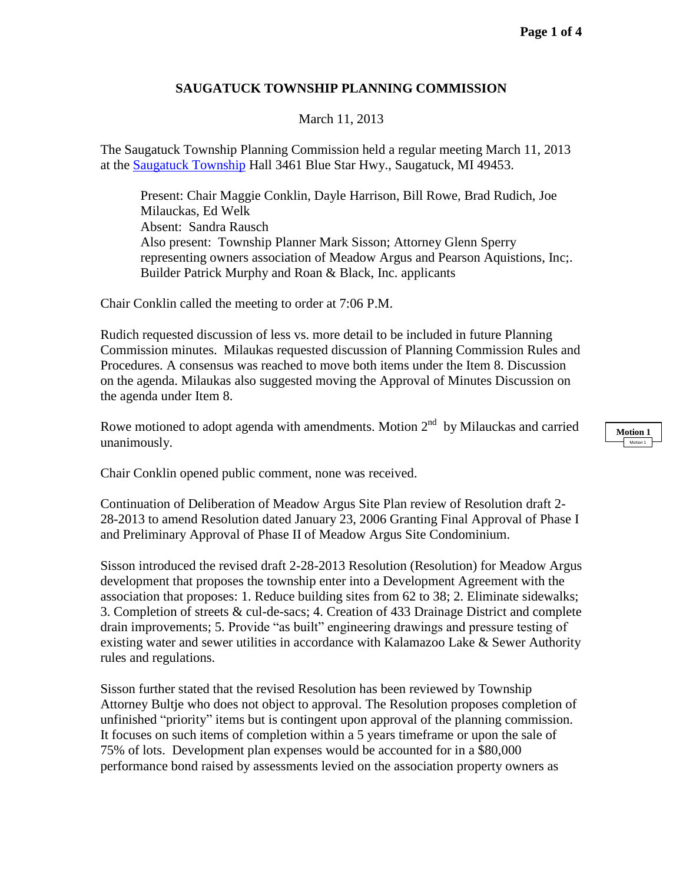## SAUGATUCK TOWNSHIP PLANNING COMMISSION

March 11, 2013

The Saugatuck Township Planning Commission held a regular meeting March 11, 2013 at the Saugatuck Township Hall 3461 Blue Star Hwy., Saugatuck, MI 49453.

> Present: Chair Maggie Conklin, Dayle Harrison, Bill Rowe, Brad Rudich, Joe Milauckas, Ed Welk
> Absent: Sandra Rausch
> Also present: Township Planner Mark Sisson; Attorney Glenn Sperry representing owners association of Meadow Argus and Pearson Aquistions, Inc;. Builder Patrick Murphy and Roan & Black, Inc. applicants

Chair Conklin called the meeting to order at 7:06 P.M.

Rudich requested discussion of less vs. more detail to be included in future Planning Commission minutes. Milaukas requested discussion of Planning Commission Rules and Procedures. A consensus was reached to move both items under the Item 8. Discussion on the agenda. Milaukas also suggested moving the Approval of Minutes Discussion on the agenda under Item 8.

Rowe motioned to adopt agenda with amendments. Motion 2nd by Milauckas and carried unanimously.

**Motion 1**

Chair Conklin opened public comment, none was received.

Continuation of Deliberation of Meadow Argus Site Plan review of Resolution draft 2-28-2013 to amend Resolution dated January 23, 2006 Granting Final Approval of Phase I and Preliminary Approval of Phase II of Meadow Argus Site Condominium.

Sisson introduced the revised draft 2-28-2013 Resolution (Resolution) for Meadow Argus development that proposes the township enter into a Development Agreement with the association that proposes: 1. Reduce building sites from 62 to 38; 2. Eliminate sidewalks; 3. Completion of streets & cul-de-sacs; 4. Creation of 433 Drainage District and complete drain improvements; 5. Provide "as built" engineering drawings and pressure testing of existing water and sewer utilities in accordance with Kalamazoo Lake & Sewer Authority rules and regulations.

Sisson further stated that the revised Resolution has been reviewed by Township Attorney Bultje who does not object to approval. The Resolution proposes completion of unfinished "priority" items but is contingent upon approval of the planning commission. It focuses on such items of completion within a 5 years timeframe or upon the sale of 75% of lots. Development plan expenses would be accounted for in a $80,000 performance bond raised by assessments levied on the association property owners as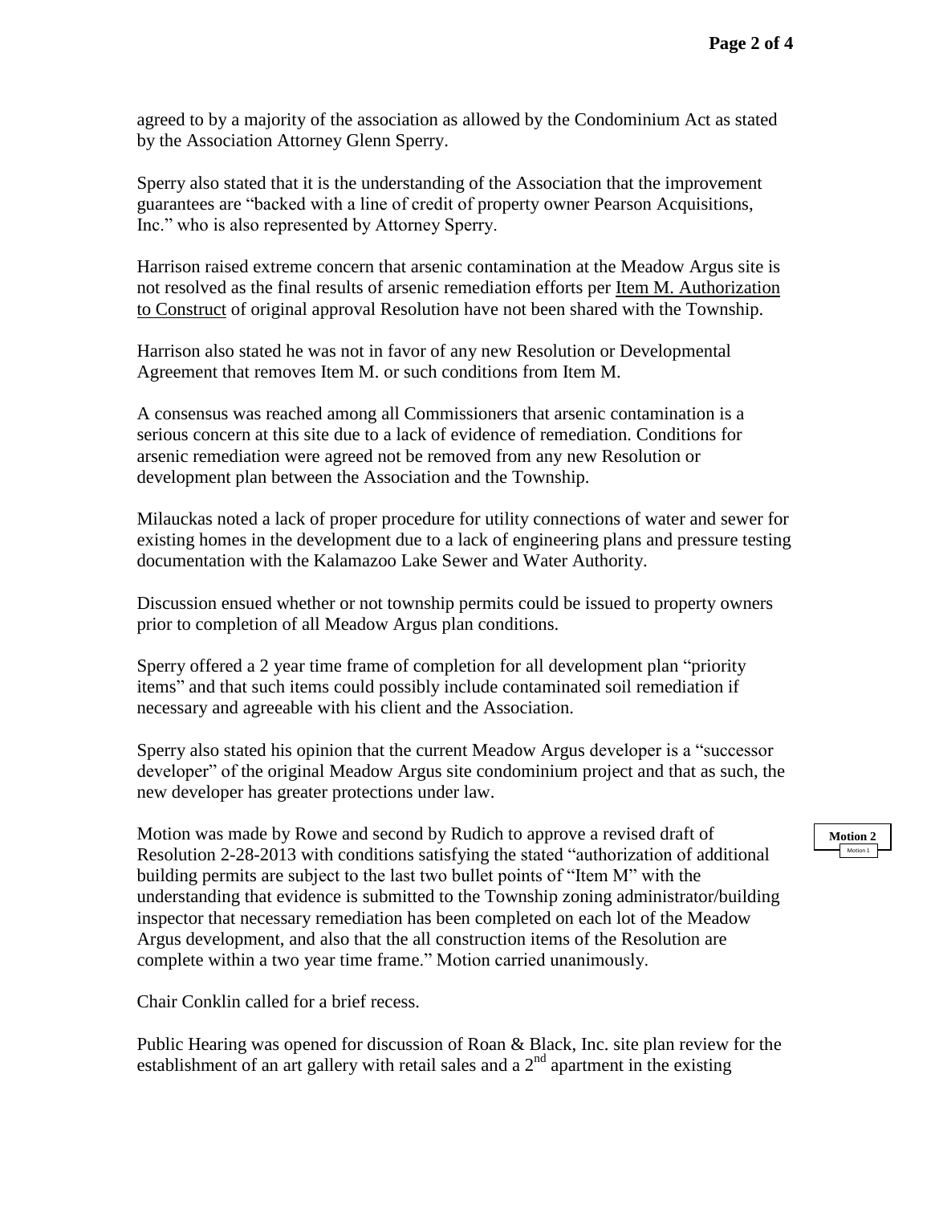agreed to by a majority of the association as allowed by the Condominium Act as stated by the Association Attorney Glenn Sperry.

Sperry also stated that it is the understanding of the Association that the improvement guarantees are "backed with a line of credit of property owner Pearson Acquisitions, Inc." who is also represented by Attorney Sperry.

Harrison raised extreme concern that arsenic contamination at the Meadow Argus site is not resolved as the final results of arsenic remediation efforts per Item M. Authorization to Construct of original approval Resolution have not been shared with the Township.

Harrison also stated he was not in favor of any new Resolution or Developmental Agreement that removes Item M. or such conditions from Item M.

A consensus was reached among all Commissioners that arsenic contamination is a serious concern at this site due to a lack of evidence of remediation. Conditions for arsenic remediation were agreed not be removed from any new Resolution or development plan between the Association and the Township.

Milauckas noted a lack of proper procedure for utility connections of water and sewer for existing homes in the development due to a lack of engineering plans and pressure testing documentation with the Kalamazoo Lake Sewer and Water Authority.

Discussion ensued whether or not township permits could be issued to property owners prior to completion of all Meadow Argus plan conditions.

Sperry offered a 2 year time frame of completion for all development plan "priority items" and that such items could possibly include contaminated soil remediation if necessary and agreeable with his client and the Association.

Sperry also stated his opinion that the current Meadow Argus developer is a "successor developer" of the original Meadow Argus site condominium project and that as such, the new developer has greater protections under law.

**Motion 2**

Motion was made by Rowe and second by Rudich to approve a revised draft of Resolution 2-28-2013 with conditions satisfying the stated "authorization of additional building permits are subject to the last two bullet points of "Item M" with the understanding that evidence is submitted to the Township zoning administrator/building inspector that necessary remediation has been completed on each lot of the Meadow Argus development, and also that the all construction items of the Resolution are complete within a two year time frame." Motion carried unanimously.

Chair Conklin called for a brief recess.

Public Hearing was opened for discussion of Roan & Black, Inc. site plan review for the establishment of an art gallery with retail sales and a 2nd apartment in the existing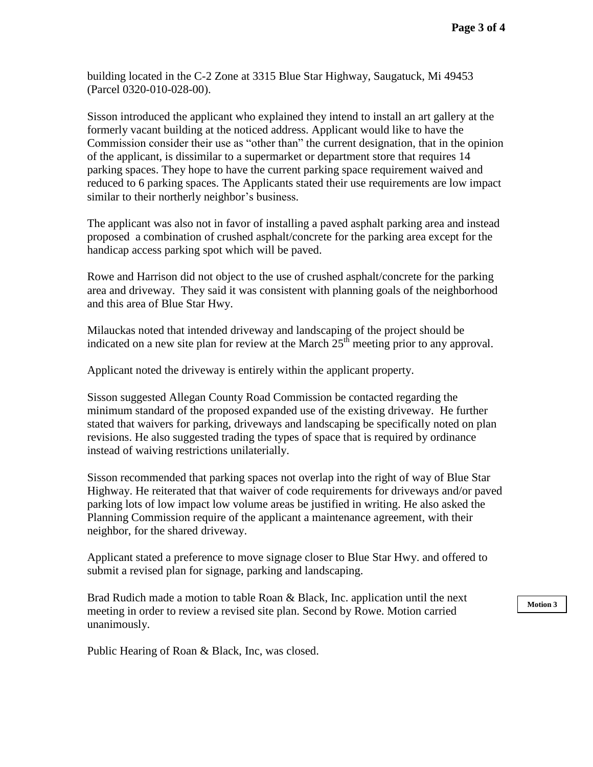building located in the C-2 Zone at 3315 Blue Star Highway, Saugatuck, Mi 49453 (Parcel 0320-010-028-00).

Sisson introduced the applicant who explained they intend to install an art gallery at the formerly vacant building at the noticed address. Applicant would like to have the Commission consider their use as "other than" the current designation, that in the opinion of the applicant, is dissimilar to a supermarket or department store that requires 14 parking spaces. They hope to have the current parking space requirement waived and reduced to 6 parking spaces. The Applicants stated their use requirements are low impact similar to their northerly neighbor's business.

The applicant was also not in favor of installing a paved asphalt parking area and instead proposed a combination of crushed asphalt/concrete for the parking area except for the handicap access parking spot which will be paved.

Rowe and Harrison did not object to the use of crushed asphalt/concrete for the parking area and driveway. They said it was consistent with planning goals of the neighborhood and this area of Blue Star Hwy.

Milauckas noted that intended driveway and landscaping of the project should be indicated on a new site plan for review at the March 25th meeting prior to any approval.

Applicant noted the driveway is entirely within the applicant property.

Sisson suggested Allegan County Road Commission be contacted regarding the minimum standard of the proposed expanded use of the existing driveway. He further stated that waivers for parking, driveways and landscaping be specifically noted on plan revisions. He also suggested trading the types of space that is required by ordinance instead of waiving restrictions unilaterially.

Sisson recommended that parking spaces not overlap into the right of way of Blue Star Highway. He reiterated that that waiver of code requirements for driveways and/or paved parking lots of low impact low volume areas be justified in writing. He also asked the Planning Commission require of the applicant a maintenance agreement, with their neighbor, for the shared driveway.

Applicant stated a preference to move signage closer to Blue Star Hwy. and offered to submit a revised plan for signage, parking and landscaping.

Brad Rudich made a motion to table Roan & Black, Inc. application until the next meeting in order to review a revised site plan. Second by Rowe. Motion carried unanimously.

**Motion 3**

Public Hearing of Roan & Black, Inc, was closed.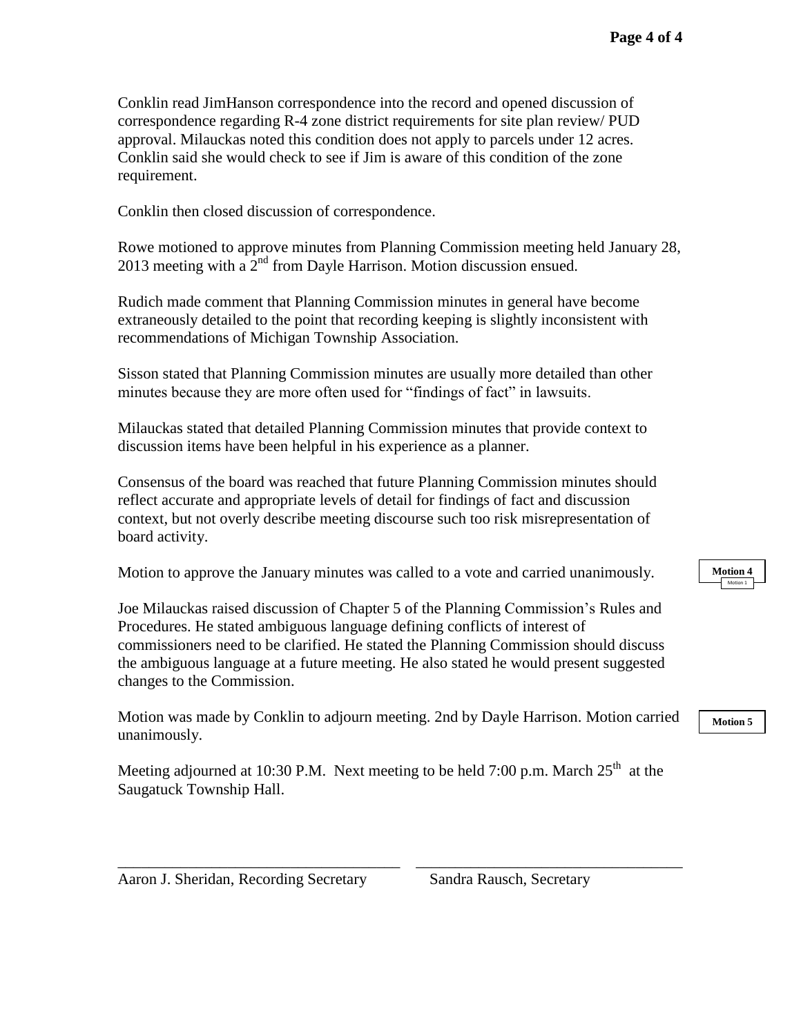Conklin read JimHanson correspondence into the record and opened discussion of correspondence regarding R-4 zone district requirements for site plan review/ PUD approval. Milauckas noted this condition does not apply to parcels under 12 acres. Conklin said she would check to see if Jim is aware of this condition of the zone requirement.

Conklin then closed discussion of correspondence.

Rowe motioned to approve minutes from Planning Commission meeting held January 28, 2013 meeting with a 2nd from Dayle Harrison. Motion discussion ensued.

Rudich made comment that Planning Commission minutes in general have become extraneously detailed to the point that recording keeping is slightly inconsistent with recommendations of Michigan Township Association.

Sisson stated that Planning Commission minutes are usually more detailed than other minutes because they are more often used for "findings of fact" in lawsuits.

Milauckas stated that detailed Planning Commission minutes that provide context to discussion items have been helpful in his experience as a planner.

Consensus of the board was reached that future Planning Commission minutes should reflect accurate and appropriate levels of detail for findings of fact and discussion context, but not overly describe meeting discourse such too risk misrepresentation of board activity.

Motion to approve the January minutes was called to a vote and carried unanimously.

**Motion 4**
Motion 1

Joe Milauckas raised discussion of Chapter 5 of the Planning Commission's Rules and Procedures. He stated ambiguous language defining conflicts of interest of commissioners need to be clarified. He stated the Planning Commission should discuss the ambiguous language at a future meeting. He also stated he would present suggested changes to the Commission.

Motion was made by Conklin to adjourn meeting. 2nd by Dayle Harrison. Motion carried unanimously.

**Motion 5**

Meeting adjourned at 10:30 P.M. Next meeting to be held 7:00 p.m. March 25th at the Saugatuck Township Hall.

\_\_\_\_\_\_\_\_\_\_\_\_\_\_\_\_\_\_\_\_\_\_\_\_\_\_\_\_\_\_\_\_\_\_\_\_ \_\_\_\_\_\_\_\_\_\_\_\_\_\_\_\_\_\_\_\_\_\_\_\_\_\_\_\_\_\_\_\_\_\_\_\_

Aaron J. Sheridan, Recording Secretary Sandra Rausch, Secretary